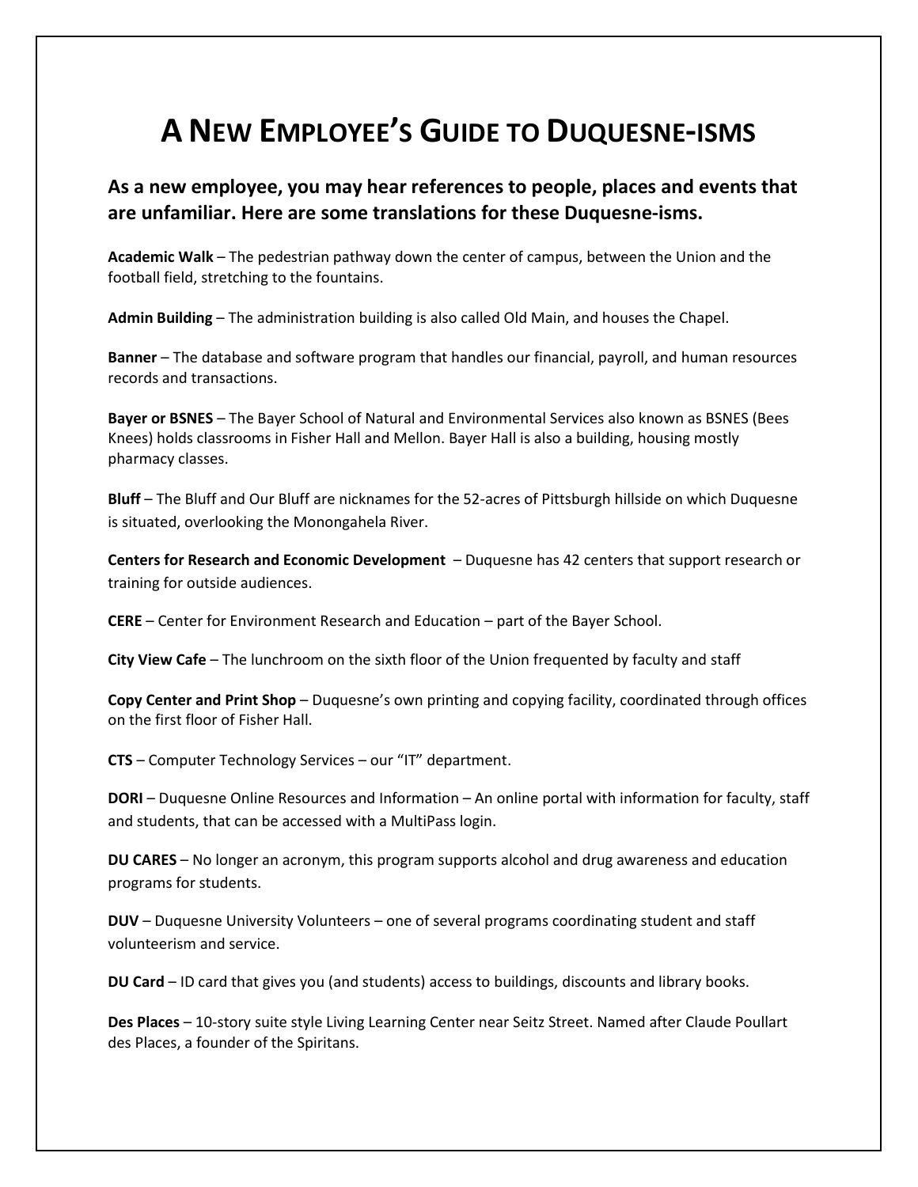# A New Employee's Guide to Duquesne-isms

**As a new employee, you may hear references to people, places and events that are unfamiliar. Here are some translations for these Duquesne-isms.**

**Academic Walk** – The pedestrian pathway down the center of campus, between the Union and the football field, stretching to the fountains.

**Admin Building** – The administration building is also called Old Main, and houses the Chapel.

**Banner** – The database and software program that handles our financial, payroll, and human resources records and transactions.

**Bayer or BSNES** – The Bayer School of Natural and Environmental Services also known as BSNES (Bees Knees) holds classrooms in Fisher Hall and Mellon. Bayer Hall is also a building, housing mostly pharmacy classes.

**Bluff** – The Bluff and Our Bluff are nicknames for the 52-acres of Pittsburgh hillside on which Duquesne is situated, overlooking the Monongahela River.

**Centers for Research and Economic Development** – Duquesne has 42 centers that support research or training for outside audiences.

**CERE** – Center for Environment Research and Education – part of the Bayer School.

**City View Cafe** – The lunchroom on the sixth floor of the Union frequented by faculty and staff

**Copy Center and Print Shop** – Duquesne's own printing and copying facility, coordinated through offices on the first floor of Fisher Hall.

**CTS** – Computer Technology Services – our "IT" department.

**DORI** – Duquesne Online Resources and Information – An online portal with information for faculty, staff and students, that can be accessed with a MultiPass login.

**DU CARES** – No longer an acronym, this program supports alcohol and drug awareness and education programs for students.

**DUV** – Duquesne University Volunteers – one of several programs coordinating student and staff volunteerism and service.

**DU Card** – ID card that gives you (and students) access to buildings, discounts and library books.

**Des Places** – 10-story suite style Living Learning Center near Seitz Street. Named after Claude Poullart des Places, a founder of the Spiritans.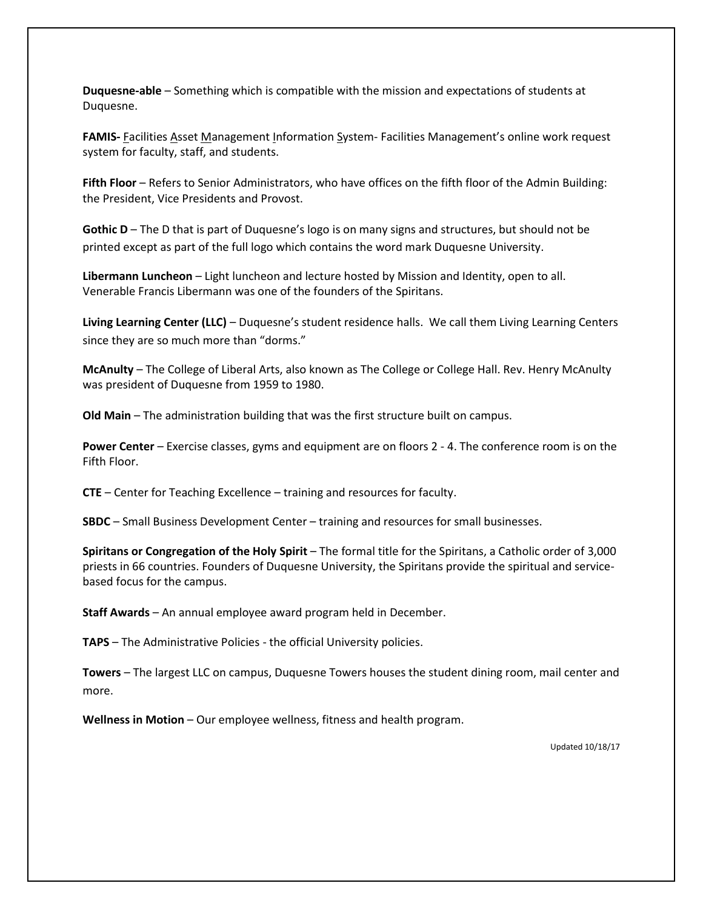**Duquesne-able** – Something which is compatible with the mission and expectations of students at Duquesne.

**FAMIS-** Facilities Asset Management Information System- Facilities Management's online work request system for faculty, staff, and students.

**Fifth Floor** – Refers to Senior Administrators, who have offices on the fifth floor of the Admin Building: the President, Vice Presidents and Provost.

**Gothic D** – The D that is part of Duquesne's logo is on many signs and structures, but should not be printed except as part of the full logo which contains the word mark Duquesne University.

**Libermann Luncheon** – Light luncheon and lecture hosted by Mission and Identity, open to all. Venerable Francis Libermann was one of the founders of the Spiritans.

**Living Learning Center (LLC)** – Duquesne's student residence halls. We call them Living Learning Centers since they are so much more than "dorms."

**McAnulty** – The College of Liberal Arts, also known as The College or College Hall. Rev. Henry McAnulty was president of Duquesne from 1959 to 1980.

**Old Main** – The administration building that was the first structure built on campus.

**Power Center** – Exercise classes, gyms and equipment are on floors 2 - 4. The conference room is on the Fifth Floor.

**CTE** – Center for Teaching Excellence – training and resources for faculty.

**SBDC** – Small Business Development Center – training and resources for small businesses.

**Spiritans or Congregation of the Holy Spirit** – The formal title for the Spiritans, a Catholic order of 3,000 priests in 66 countries. Founders of Duquesne University, the Spiritans provide the spiritual and service-based focus for the campus.

**Staff Awards** – An annual employee award program held in December.

**TAPS** – The Administrative Policies - the official University policies.

**Towers** – The largest LLC on campus, Duquesne Towers houses the student dining room, mail center and more.

**Wellness in Motion** – Our employee wellness, fitness and health program.

Updated 10/18/17